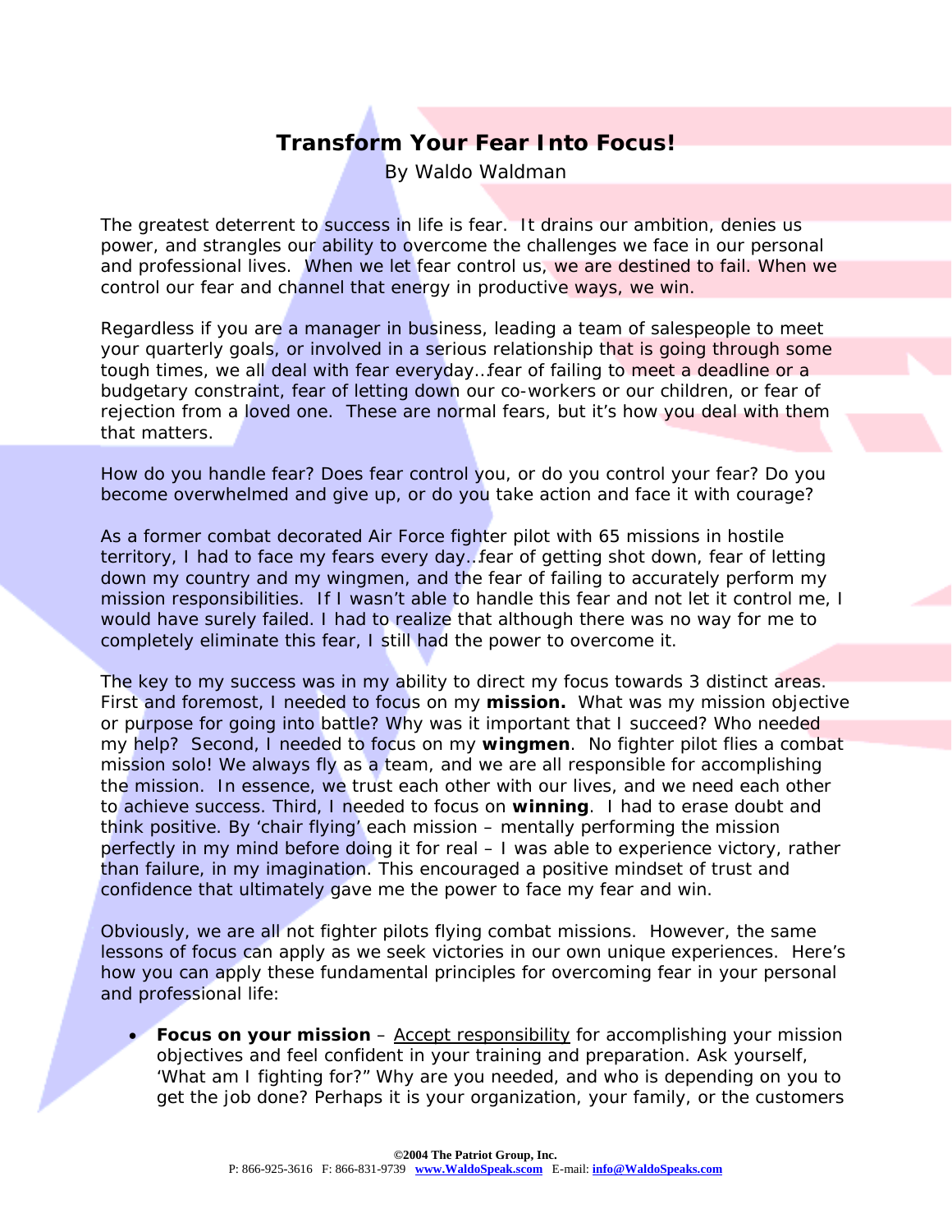# Transform Your Fear Into Focus!

By Waldo Waldman

The greatest deterrent to success in life is fear. It drains our ambition, denies us power, and strangles our ability to overcome the challenges we face in our personal and professional lives. When we let fear control us, we are destined to fail. When we control our fear and channel that energy in productive ways, we win.

Regardless if you are a manager in business, leading a team of salespeople to meet your quarterly goals, or involved in a serious relationship that is going through some tough times, we all deal with fear everyday…fear of failing to meet a deadline or a budgetary constraint, fear of letting down our co-workers or our children, or fear of rejection from a loved one. These are normal fears, but it's how you deal with them that matters.

How do you handle fear? Does fear control you, or do you control your fear? Do you become overwhelmed and give up, or do you take action and face it with courage?

As a former combat decorated Air Force fighter pilot with 65 missions in hostile territory, I had to face my fears every day…fear of getting shot down, fear of letting down my country and my wingmen, and the fear of failing to accurately perform my mission responsibilities. If I wasn't able to handle this fear and not let it control me, I would have surely failed. I had to realize that although there was no way for me to completely eliminate this fear, I still had the power to overcome it.

The key to my success was in my ability to direct my focus towards 3 distinct areas. First and foremost, I needed to focus on my **mission.** What was my mission objective or purpose for going into battle? Why was it important that I succeed? Who needed my help? Second, I needed to focus on my **wingmen**. No fighter pilot flies a combat mission solo! We always fly as a team, and we are all responsible for accomplishing the mission. In essence, we trust each other with our lives, and we need each other to achieve success. Third, I needed to focus on **winning**. I had to erase doubt and think positive. By 'chair flying' each mission – mentally performing the mission perfectly in my mind before doing it for real – I was able to experience victory, rather than failure, in my imagination. This encouraged a positive mindset of trust and confidence that ultimately gave me the power to face my fear and win.

Obviously, we are all not fighter pilots flying combat missions. However, the same lessons of focus can apply as we seek victories in our own unique experiences. Here's how you can apply these fundamental principles for overcoming fear in your personal and professional life:

- **Focus on your mission** – Accept responsibility for accomplishing your mission objectives and feel confident in your training and preparation. Ask yourself, 'What am I fighting for?" Why are you needed, and who is depending on you to get the job done? Perhaps it is your organization, your family, or the customers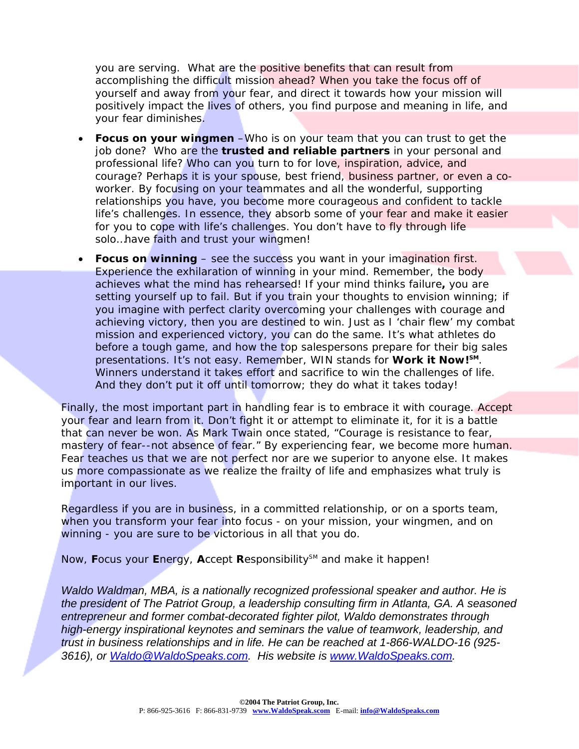you are serving. What are the positive benefits that can result from accomplishing the difficult mission ahead? When you take the focus off of yourself and away from your fear, and direct it towards how your mission will positively impact the lives of others, you find purpose and meaning in life, and your fear diminishes.

- **Focus on your wingmen** –Who is on your team that you can trust to get the job done? Who are the **trusted and reliable partners** in your personal and professional life? Who can you turn to for love, inspiration, advice, and courage? Perhaps it is your spouse, best friend, business partner, or even a co-worker. By focusing on your teammates and all the wonderful, supporting relationships you have, you become more courageous and confident to tackle life's challenges. In essence, they absorb some of your fear and make it easier for you to cope with life's challenges. You don't have to fly through life solo…have faith and trust your wingmen!
- **Focus on winning** – see the success you want in your imagination first. Experience the exhilaration of winning in your mind. Remember, the body achieves what the mind has rehearsed! If your mind thinks failure**,** you are setting yourself up to fail. But if you train your thoughts to envision winning; if you imagine with perfect clarity overcoming your challenges with courage and achieving victory, then you are destined to win. Just as I 'chair flew' my combat mission and experienced victory, you can do the same. It's what athletes do before a tough game, and how the top salespersons prepare for their big sales presentations. It's not easy. Remember, WIN stands for **Work it Now!**SM. Winners understand it takes effort and sacrifice to win the challenges of life. And they don't put it off until tomorrow; they do what it takes today!

Finally, the most important part in handling fear is to embrace it with courage. Accept your fear and learn from it. Don't fight it or attempt to eliminate it, for it is a battle that can never be won. As Mark Twain once stated, "Courage is resistance to fear, mastery of fear--not absence of fear." By experiencing fear, we become more human. Fear teaches us that we are not perfect nor are we superior to anyone else. It makes us more compassionate as we realize the frailty of life and emphasizes what truly is important in our lives.

Regardless if you are in business, in a committed relationship, or on a sports team, when you transform your fear into focus - on your mission, your wingmen, and on winning - you are sure to be victorious in all that you do.

Now, **F**ocus your **E**nergy, **A**ccept **R**esponsibilitySM and make it happen!

*Waldo Waldman, MBA, is a nationally recognized professional speaker and author. He is the president of The Patriot Group, a leadership consulting firm in Atlanta, GA. A seasoned entrepreneur and former combat-decorated fighter pilot, Waldo demonstrates through high-energy inspirational keynotes and seminars the value of teamwork, leadership, and trust in business relationships and in life. He can be reached at 1-866-WALDO-16 (925-3616), or Waldo@WaldoSpeaks.com. His website is www.WaldoSpeaks.com.*

**©2004 The Patriot Group, Inc.**
P: 866-925-3616 F: 866-831-9739 **www.WaldoSpeak.scom** E-mail: **info@WaldoSpeaks.com**